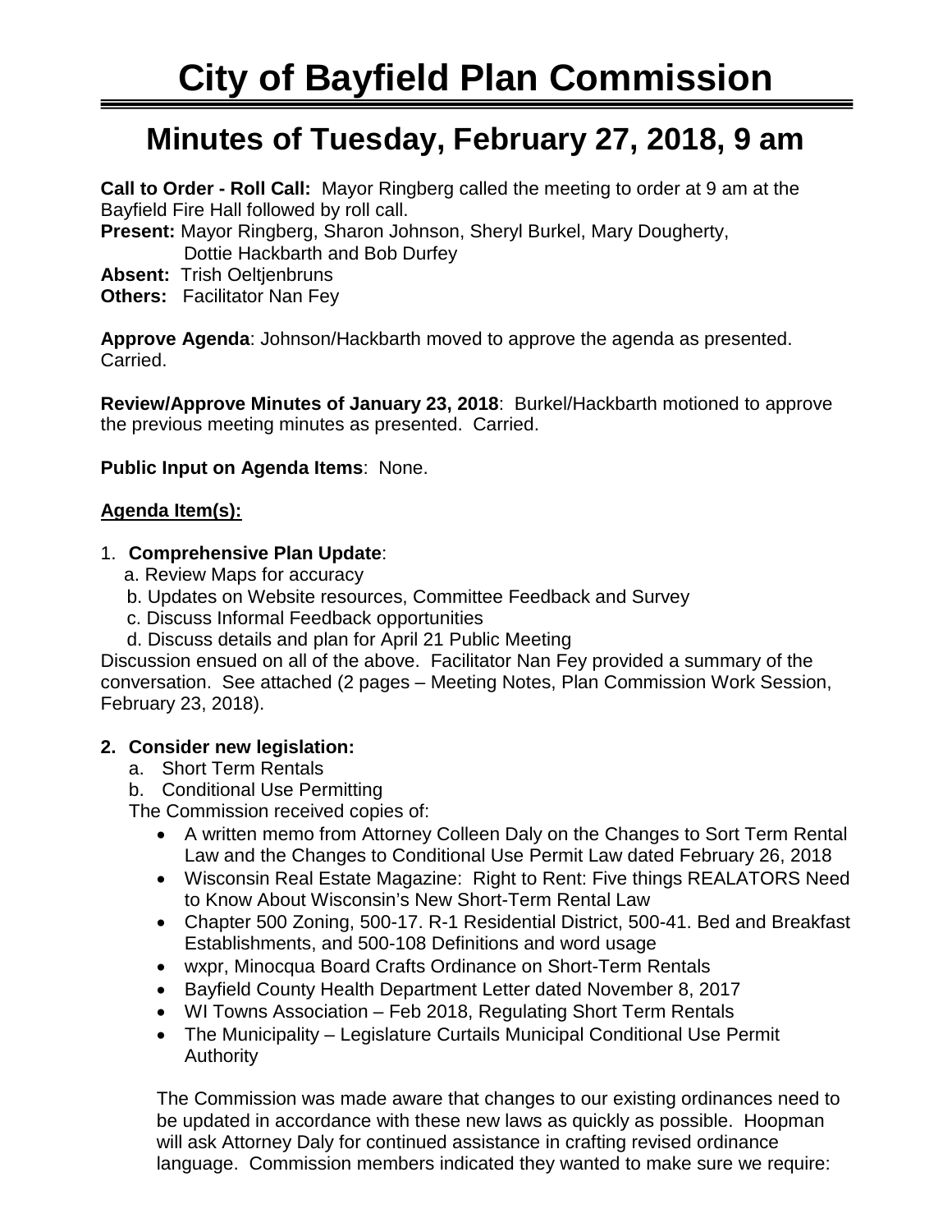# City of Bayfield Plan Commission

## Minutes of Tuesday, February 27, 2018, 9 am

**Call to Order - Roll Call:** Mayor Ringberg called the meeting to order at 9 am at the Bayfield Fire Hall followed by roll call.
**Present:** Mayor Ringberg, Sharon Johnson, Sheryl Burkel, Mary Dougherty, Dottie Hackbarth and Bob Durfey
**Absent:** Trish Oeltjenbruns
**Others:** Facilitator Nan Fey

**Approve Agenda**: Johnson/Hackbarth moved to approve the agenda as presented. Carried.

**Review/Approve Minutes of January 23, 2018**: Burkel/Hackbarth motioned to approve the previous meeting minutes as presented. Carried.

**Public Input on Agenda Items**: None.

**Agenda Item(s):**

1. **Comprehensive Plan Update**:
   a. Review Maps for accuracy
   b. Updates on Website resources, Committee Feedback and Survey
   c. Discuss Informal Feedback opportunities
   d. Discuss details and plan for April 21 Public Meeting

Discussion ensued on all of the above. Facilitator Nan Fey provided a summary of the conversation. See attached (2 pages – Meeting Notes, Plan Commission Work Session, February 23, 2018).

2. **Consider new legislation:**
   a. Short Term Rentals
   b. Conditional Use Permitting

   The Commission received copies of:
   - A written memo from Attorney Colleen Daly on the Changes to Sort Term Rental Law and the Changes to Conditional Use Permit Law dated February 26, 2018
   - Wisconsin Real Estate Magazine: Right to Rent: Five things REALATORS Need to Know About Wisconsin's New Short-Term Rental Law
   - Chapter 500 Zoning, 500-17. R-1 Residential District, 500-41. Bed and Breakfast Establishments, and 500-108 Definitions and word usage
   - wxpr, Minocqua Board Crafts Ordinance on Short-Term Rentals
   - Bayfield County Health Department Letter dated November 8, 2017
   - WI Towns Association – Feb 2018, Regulating Short Term Rentals
   - The Municipality – Legislature Curtails Municipal Conditional Use Permit Authority

   The Commission was made aware that changes to our existing ordinances need to be updated in accordance with these new laws as quickly as possible. Hoopman will ask Attorney Daly for continued assistance in crafting revised ordinance language. Commission members indicated they wanted to make sure we require: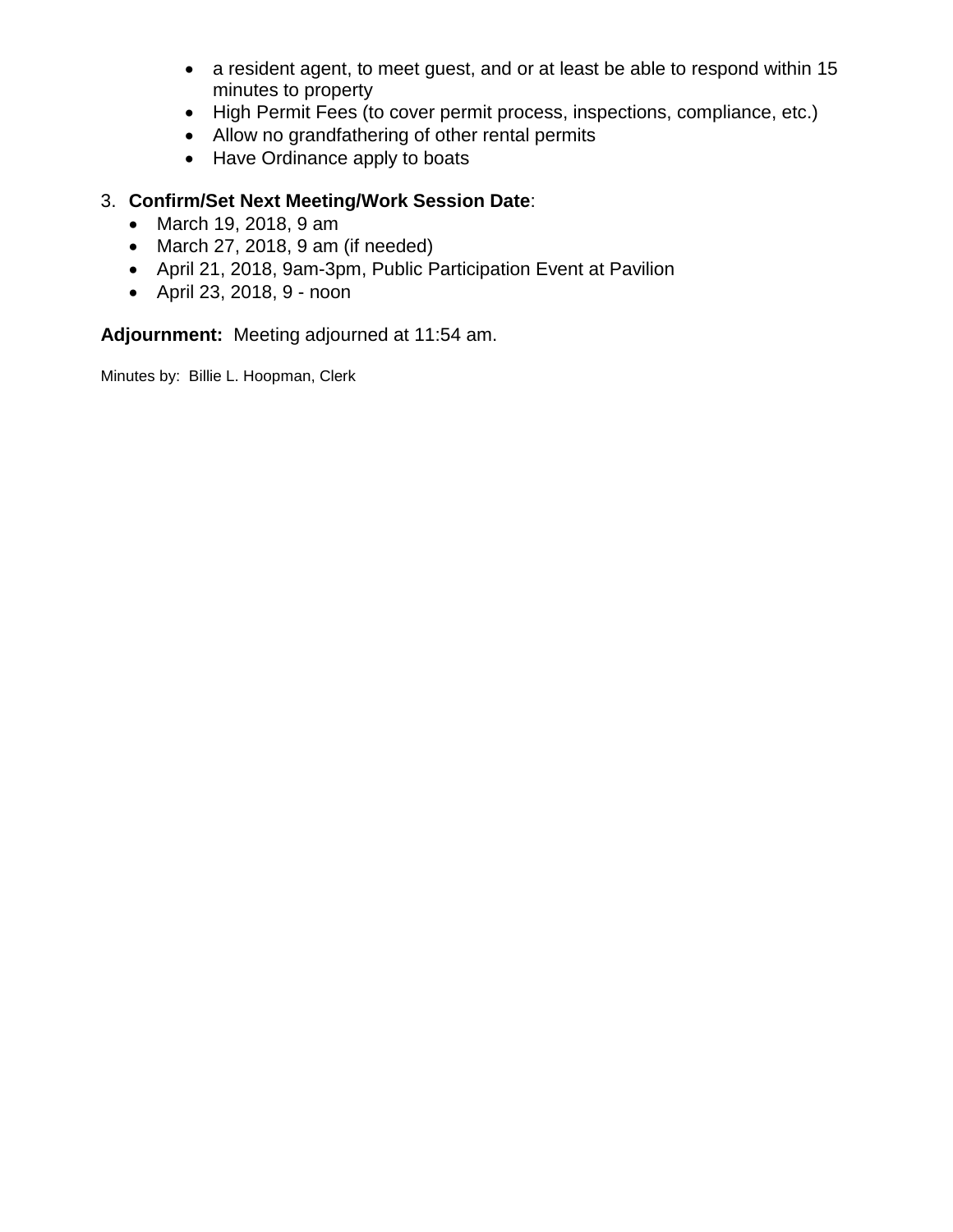- a resident agent, to meet guest, and or at least be able to respond within 15 minutes to property
- High Permit Fees (to cover permit process, inspections, compliance, etc.)
- Allow no grandfathering of other rental permits
- Have Ordinance apply to boats

3. **Confirm/Set Next Meeting/Work Session Date**:
   - March 19, 2018, 9 am
   - March 27, 2018, 9 am (if needed)
   - April 21, 2018, 9am-3pm, Public Participation Event at Pavilion
   - April 23, 2018, 9 - noon

**Adjournment:** Meeting adjourned at 11:54 am.

Minutes by: Billie L. Hoopman, Clerk